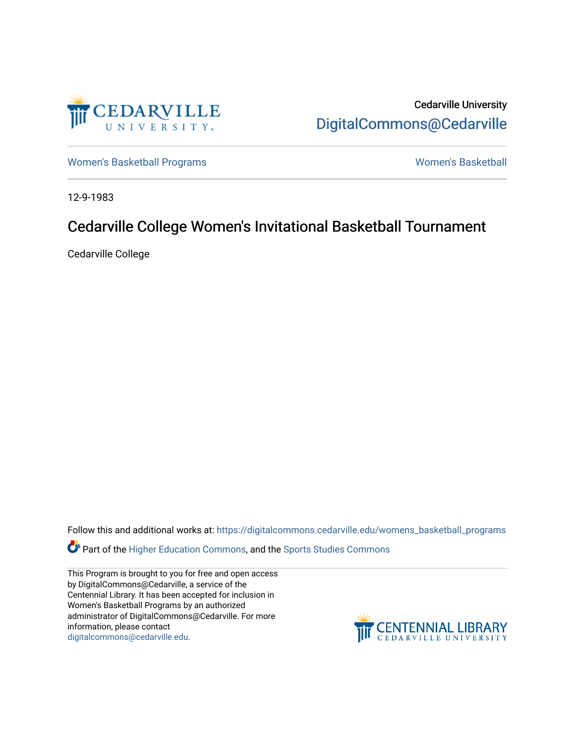Cedarville University
DigitalCommons@Cedarville

Women's Basketball Programs

Women's Basketball

12-9-1983

# Cedarville College Women's Invitational Basketball Tournament

Cedarville College

Follow this and additional works at: https://digitalcommons.cedarville.edu/womens_basketball_programs

Part of the Higher Education Commons, and the Sports Studies Commons

This Program is brought to you for free and open access by DigitalCommons@Cedarville, a service of the Centennial Library. It has been accepted for inclusion in Women's Basketball Programs by an authorized administrator of DigitalCommons@Cedarville. For more information, please contact digitalcommons@cedarville.edu.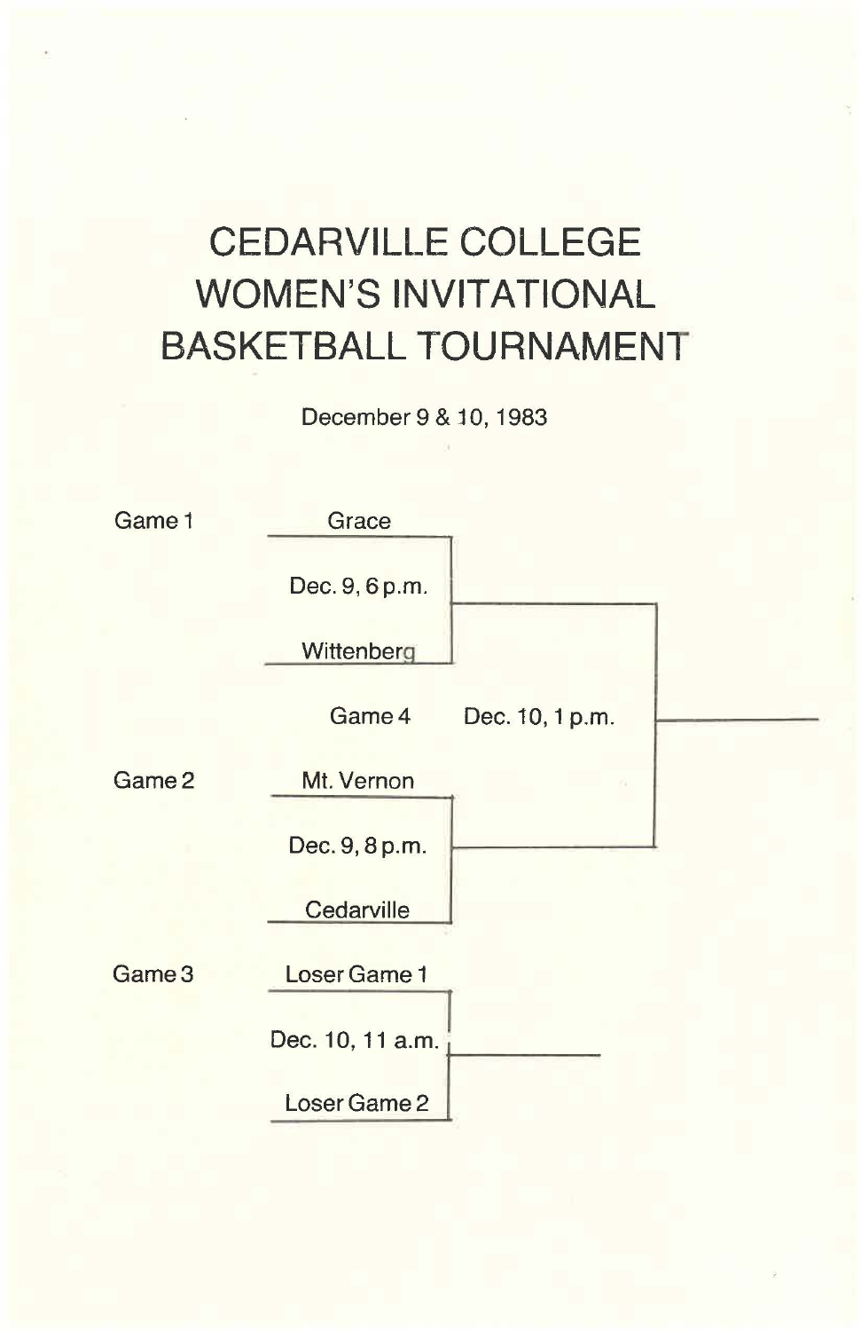# CEDARVILLE COLLEGE WOMEN'S INVITATIONAL BASKETBALL TOURNAMENT

December 9 & 10, 1983

Game 1

Grace

Dec. 9, 6 p.m.

Wittenberg

Game 4 Dec. 10, 1 p.m.

Game 2

Mt. Vernon

Dec. 9, 8 p.m.

Cedarville

Game 3

Loser Game 1

Dec. 10, 11 a.m.

Loser Game 2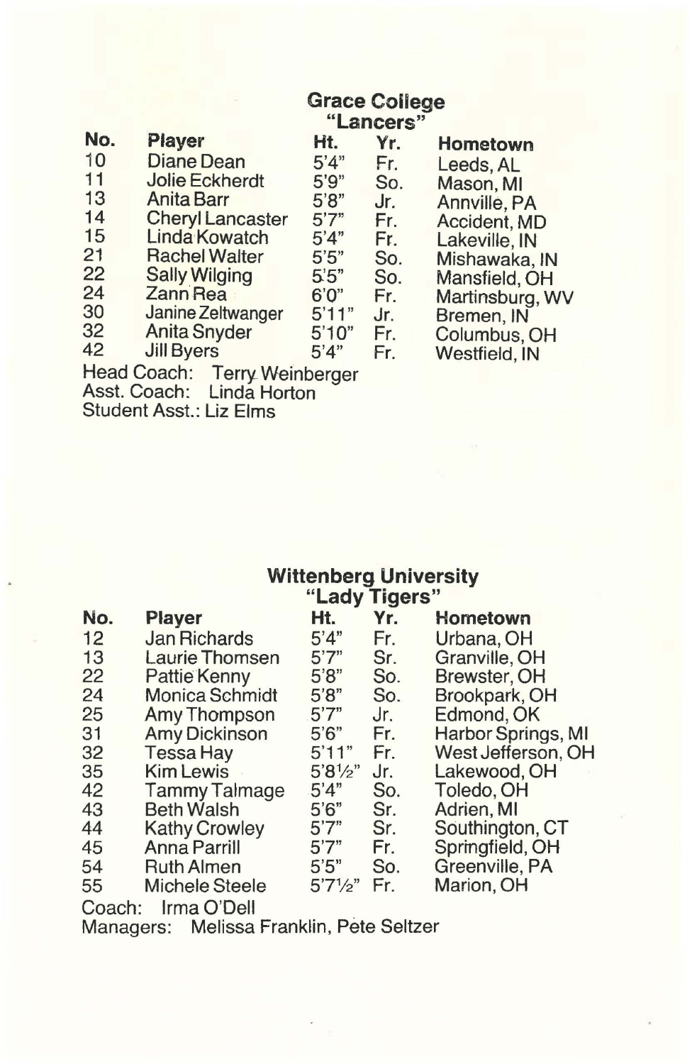## Grace College "Lancers"

| No. | Player | Ht. | Yr. | Hometown |
|---|---|---|---|---|
| 10 | Diane Dean | 5'4" | Fr. | Leeds, AL |
| 11 | Jolie Eckherdt | 5'9" | So. | Mason, MI |
| 13 | Anita Barr | 5'8" | Jr. | Annville, PA |
| 14 | Cheryl Lancaster | 5'7" | Fr. | Accident, MD |
| 15 | Linda Kowatch | 5'4" | Fr. | Lakeville, IN |
| 21 | Rachel Walter | 5'5" | So. | Mishawaka, IN |
| 22 | Sally Wilging | 5'5" | So. | Mansfield, OH |
| 24 | Zann Rea | 6'0" | Fr. | Martinsburg, WV |
| 30 | Janine Zeltwanger | 5'11" | Jr. | Bremen, IN |
| 32 | Anita Snyder | 5'10" | Fr. | Columbus, OH |
| 42 | Jill Byers | 5'4" | Fr. | Westfield, IN |

Head Coach: Terry Weinberger
Asst. Coach: Linda Horton
Student Asst.: Liz Elms

## Wittenberg University "Lady Tigers"

| No. | Player | Ht. | Yr. | Hometown |
|---|---|---|---|---|
| 12 | Jan Richards | 5'4" | Fr. | Urbana, OH |
| 13 | Laurie Thomsen | 5'7" | Sr. | Granville, OH |
| 22 | Pattie Kenny | 5'8" | So. | Brewster, OH |
| 24 | Monica Schmidt | 5'8" | So. | Brookpark, OH |
| 25 | Amy Thompson | 5'7" | Jr. | Edmond, OK |
| 31 | Amy Dickinson | 5'6" | Fr. | Harbor Springs, MI |
| 32 | Tessa Hay | 5'11" | Fr. | West Jefferson, OH |
| 35 | Kim Lewis | 5'8½" | Jr. | Lakewood, OH |
| 42 | Tammy Talmage | 5'4" | So. | Toledo, OH |
| 43 | Beth Walsh | 5'6" | Sr. | Adrien, MI |
| 44 | Kathy Crowley | 5'7" | Sr. | Southington, CT |
| 45 | Anna Parrill | 5'7" | Fr. | Springfield, OH |
| 54 | Ruth Almen | 5'5" | So. | Greenville, PA |
| 55 | Michele Steele | 5'7½" | Fr. | Marion, OH |

Coach: Irma O'Dell
Managers: Melissa Franklin, Pete Seltzer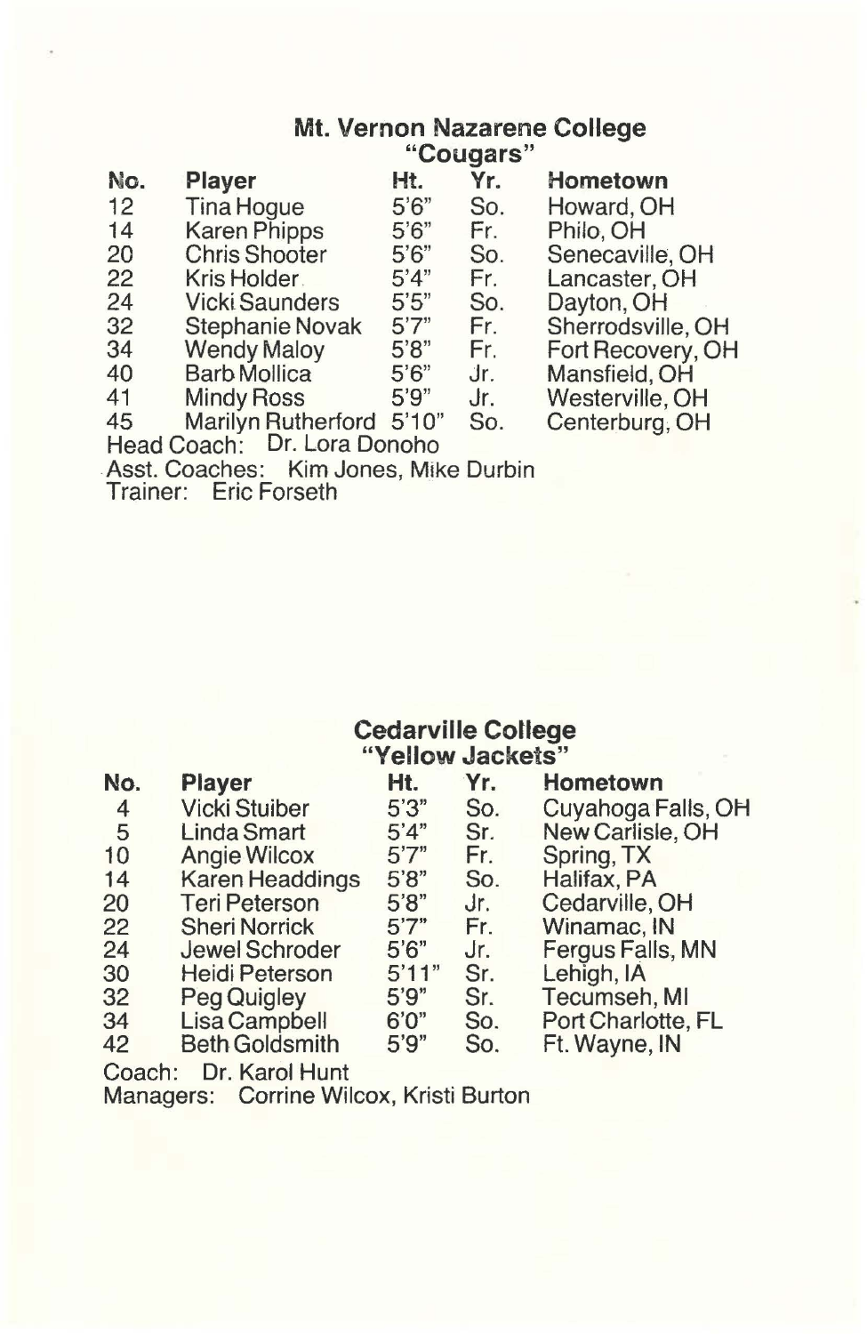## Mt. Vernon Nazarene College
### "Cougars"

| No. | Player | Ht. | Yr. | Hometown |
|---|---|---|---|---|
| 12 | Tina Hogue | 5'6" | So. | Howard, OH |
| 14 | Karen Phipps | 5'6" | Fr. | Philo, OH |
| 20 | Chris Shooter | 5'6" | So. | Senecaville, OH |
| 22 | Kris Holder | 5'4" | Fr. | Lancaster, OH |
| 24 | Vicki Saunders | 5'5" | So. | Dayton, OH |
| 32 | Stephanie Novak | 5'7" | Fr. | Sherrodsville, OH |
| 34 | Wendy Maloy | 5'8" | Fr. | Fort Recovery, OH |
| 40 | Barb Mollica | 5'6" | Jr. | Mansfield, OH |
| 41 | Mindy Ross | 5'9" | Jr. | Westerville, OH |
| 45 | Marilyn Rutherford | 5'10" | So. | Centerburg, OH |

Head Coach: Dr. Lora Donoho
Asst. Coaches: Kim Jones, Mike Durbin
Trainer: Eric Forseth

## Cedarville College
### "Yellow Jackets"

| No. | Player | Ht. | Yr. | Hometown |
|---|---|---|---|---|
| 4 | Vicki Stuiber | 5'3" | So. | Cuyahoga Falls, OH |
| 5 | Linda Smart | 5'4" | Sr. | New Carlisle, OH |
| 10 | Angie Wilcox | 5'7" | Fr. | Spring, TX |
| 14 | Karen Headdings | 5'8" | So. | Halifax, PA |
| 20 | Teri Peterson | 5'8" | Jr. | Cedarville, OH |
| 22 | Sheri Norrick | 5'7" | Fr. | Winamac, IN |
| 24 | Jewel Schroder | 5'6" | Jr. | Fergus Falls, MN |
| 30 | Heidi Peterson | 5'11" | Sr. | Lehigh, IA |
| 32 | Peg Quigley | 5'9" | Sr. | Tecumseh, MI |
| 34 | Lisa Campbell | 6'0" | So. | Port Charlotte, FL |
| 42 | Beth Goldsmith | 5'9" | So. | Ft. Wayne, IN |

Coach: Dr. Karol Hunt
Managers: Corrine Wilcox, Kristi Burton